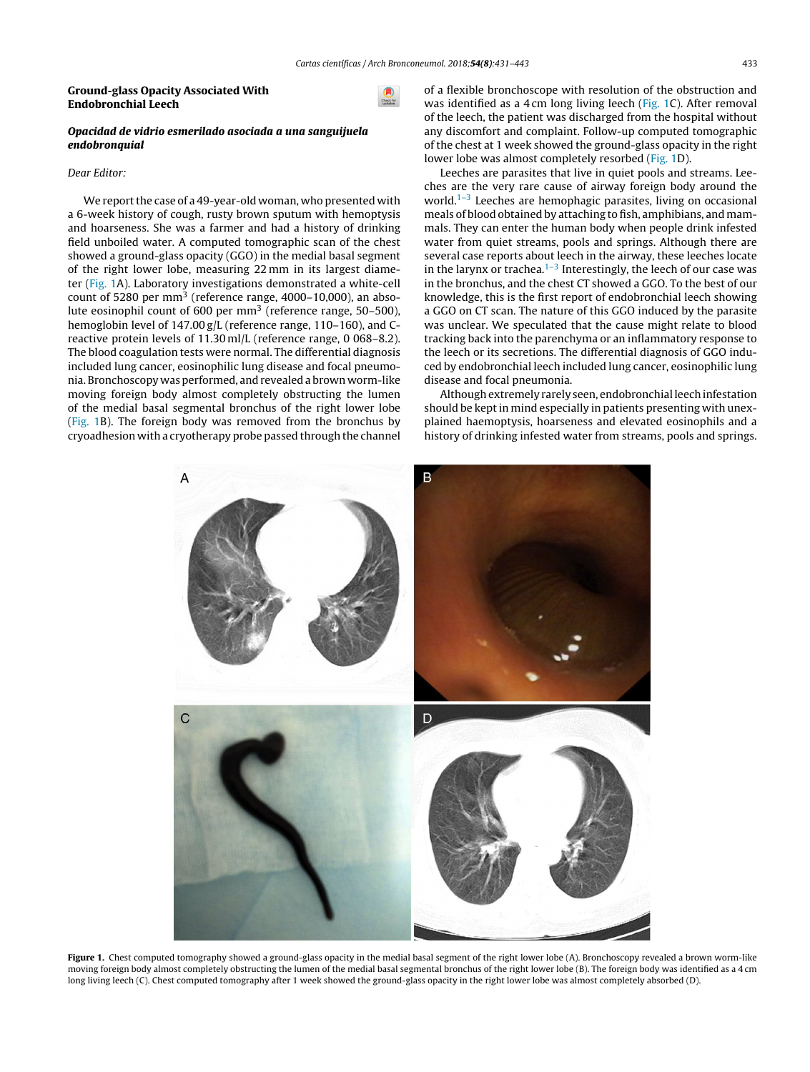## Ground-glass Opacity Associated With Endobronchial Leech

### *Opacidad de vidrio esmerilado asociada a una sanguijuela endobronquial*

Dear Editor:

We report the case of a 49-year-old woman, who presented with a 6-week history of cough, rusty brown sputum with hemoptysis and hoarseness. She was a farmer and had a history of drinking field unboiled water. A computed tomographic scan of the chest showed a ground-glass opacity (GGO) in the medial basal segment of the right lower lobe, measuring 22 mm in its largest diameter (Fig. 1A). Laboratory investigations demonstrated a white-cell count of 5280 per $mm^3$ (reference range, 4000–10,000), an absolute eosinophil count of 600 per $mm^3$ (reference range, 50–500), hemoglobin level of 147.00 g/L (reference range, 110–160), and C-reactive protein levels of 11.30 ml/L (reference range, 0 068–8.2). The blood coagulation tests were normal. The differential diagnosis included lung cancer, eosinophilic lung disease and focal pneumonia. Bronchoscopy was performed, and revealed a brown worm-like moving foreign body almost completely obstructing the lumen of the medial basal segmental bronchus of the right lower lobe (Fig. 1B). The foreign body was removed from the bronchus by cryoadhesion with a cryotherapy probe passed through the channel of a flexible bronchoscope with resolution of the obstruction and was identified as a 4 cm long living leech (Fig. 1C). After removal of the leech, the patient was discharged from the hospital without any discomfort and complaint. Follow-up computed tomographic of the chest at 1 week showed the ground-glass opacity in the right lower lobe was almost completely resorbed (Fig. 1D).

Leeches are parasites that live in quiet pools and streams. Leeches are the very rare cause of airway foreign body around the world.[1–3] Leeches are hemophagic parasites, living on occasional meals of blood obtained by attaching to fish, amphibians, and mammals. They can enter the human body when people drink infested water from quiet streams, pools and springs. Although there are several case reports about leech in the airway, these leeches locate in the larynx or trachea.[1–3] Interestingly, the leech of our case was in the bronchus, and the chest CT showed a GGO. To the best of our knowledge, this is the first report of endobronchial leech showing a GGO on CT scan. The nature of this GGO induced by the parasite was unclear. We speculated that the cause might relate to blood tracking back into the parenchyma or an inflammatory response to the leech or its secretions. The differential diagnosis of GGO induced by endobronchial leech included lung cancer, eosinophilic lung disease and focal pneumonia.

Although extremely rarely seen, endobronchial leech infestation should be kept in mind especially in patients presenting with unexplained haemoptysis, hoarseness and elevated eosinophils and a history of drinking infested water from streams, pools and springs.

**Figure 1.** Chest computed tomography showed a ground-glass opacity in the medial basal segment of the right lower lobe (A). Bronchoscopy revealed a brown worm-like moving foreign body almost completely obstructing the lumen of the medial basal segmental bronchus of the right lower lobe (B). The foreign body was identified as a 4 cm long living leech (C). Chest computed tomography after 1 week showed the ground-glass opacity in the right lower lobe was almost completely absorbed (D).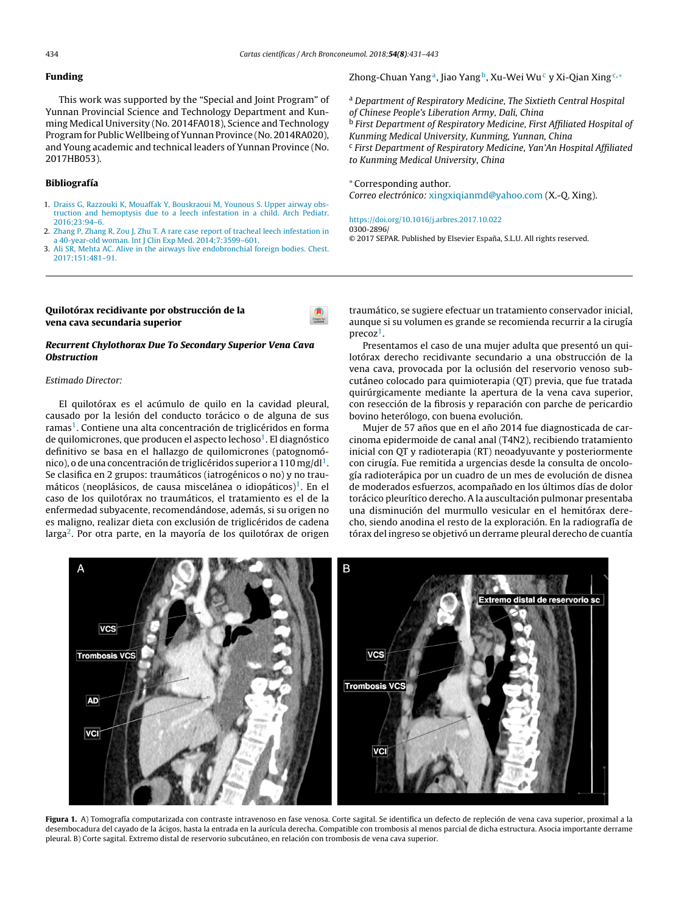## Funding

This work was supported by the "Special and Joint Program" of Yunnan Provincial Science and Technology Department and Kunming Medical University (No. 2014FA018), Science and Technology Program for Public Wellbeing of Yunnan Province (No. 2014RA020), and Young academic and technical leaders of Yunnan Province (No. 2017HB053).

## Bibliografía

1. Draiss G, Razzouki K, Mouaffak Y, Bouskraoui M, Younous S. Upper airway obstruction and hemoptysis due to a leech infestation in a child. Arch Pediatr. 2016;23:94–6.
2. Zhang P, Zhang R, Zou J, Zhu T. A rare case report of tracheal leech infestation in a 40-year-old woman. Int J Clin Exp Med. 2014;7:3599–601.
3. Ali SR, Mehta AC. Alive in the airways live endobronchial foreign bodies. Chest. 2017;151:481–91.

Zhong-Chuan Yang[a], Jiao Yang[b], Xu-Wei Wu[c] y Xi-Qian Xing[c,*]

[a] *Department of Respiratory Medicine, The Sixtieth Central Hospital of Chinese People's Liberation Army, Dali, China*
[b] *First Department of Respiratory Medicine, First Affiliated Hospital of Kunming Medical University, Kunming, Yunnan, China*
[c] *First Department of Respiratory Medicine, Yan'An Hospital Affiliated to Kunming Medical University, China*

* Corresponding author.
*Correo electrónico:* xingxiqianmd@yahoo.com (X.-Q. Xing).

https://doi.org/10.1016/j.arbres.2017.10.022
0300-2896/
© 2017 SEPAR. Published by Elsevier España, S.L.U. All rights reserved.

---

## Quilotórax recidivante por obstrucción de la vena cava secundaria superior

### *Recurrent Chylothorax Due To Secondary Superior Vena Cava Obstruction*

*Estimado Director:*

El quilotórax es el acúmulo de quilo en la cavidad pleural, causado por la lesión del conducto torácico o de alguna de sus ramas[1]. Contiene una alta concentración de triglicéridos en forma de quilomicrones, que producen el aspecto lechoso[1]. El diagnóstico definitivo se basa en el hallazgo de quilomicrones (patognomónico), o de una concentración de triglicéridos superior a 110 mg/dl[1]. Se clasifica en 2 grupos: traumáticos (iatrogénicos o no) y no traumáticos (neoplásicos, de causa miscelánea o idiopáticos)[1]. En el caso de los quilotórax no traumáticos, el tratamiento es el de la enfermedad subyacente, recomendándose, además, si su origen no es maligno, realizar dieta con exclusión de triglicéridos de cadena larga[2]. Por otra parte, en la mayoría de los quilotórax de origen traumático, se sugiere efectuar un tratamiento conservador inicial, aunque si su volumen es grande se recomienda recurrir a la cirugía precoz[1].

Presentamos el caso de una mujer adulta que presentó un quilotórax derecho recidivante secundario a una obstrucción de la vena cava, provocada por la oclusión del reservorio venoso subcutáneo colocado para quimioterapia (QT) previa, que fue tratada quirúrgicamente mediante la apertura de la vena cava superior, con resección de la fibrosis y reparación con parche de pericardio bovino heterólogo, con buena evolución.

Mujer de 57 años que en el año 2014 fue diagnosticada de carcinoma epidermoide de canal anal (T4N2), recibiendo tratamiento inicial con QT y radioterapia (RT) neoadyuvante y posteriormente con cirugía. Fue remitida a urgencias desde la consulta de oncología radioterápica por un cuadro de un mes de evolución de disnea de moderados esfuerzos, acompañado en los últimos días de dolor torácico pleurítico derecho. A la auscultación pulmonar presentaba una disminución del murmullo vesicular en el hemitórax derecho, siendo anodina el resto de la exploración. En la radiografía de tórax del ingreso se objetivó un derrame pleural derecho de cuantía

**Figura 1.** A) Tomografía computarizada con contraste intravenoso en fase venosa. Corte sagital. Se identifica un defecto de repleción de vena cava superior, proximal a la desembocadura del cayado de la ácigos, hasta la entrada en la aurícula derecha. Compatible con trombosis al menos parcial de dicha estructura. Asocia importante derrame pleural. B) Corte sagital. Extremo distal de reservorio subcutáneo, en relación con trombosis de vena cava superior.